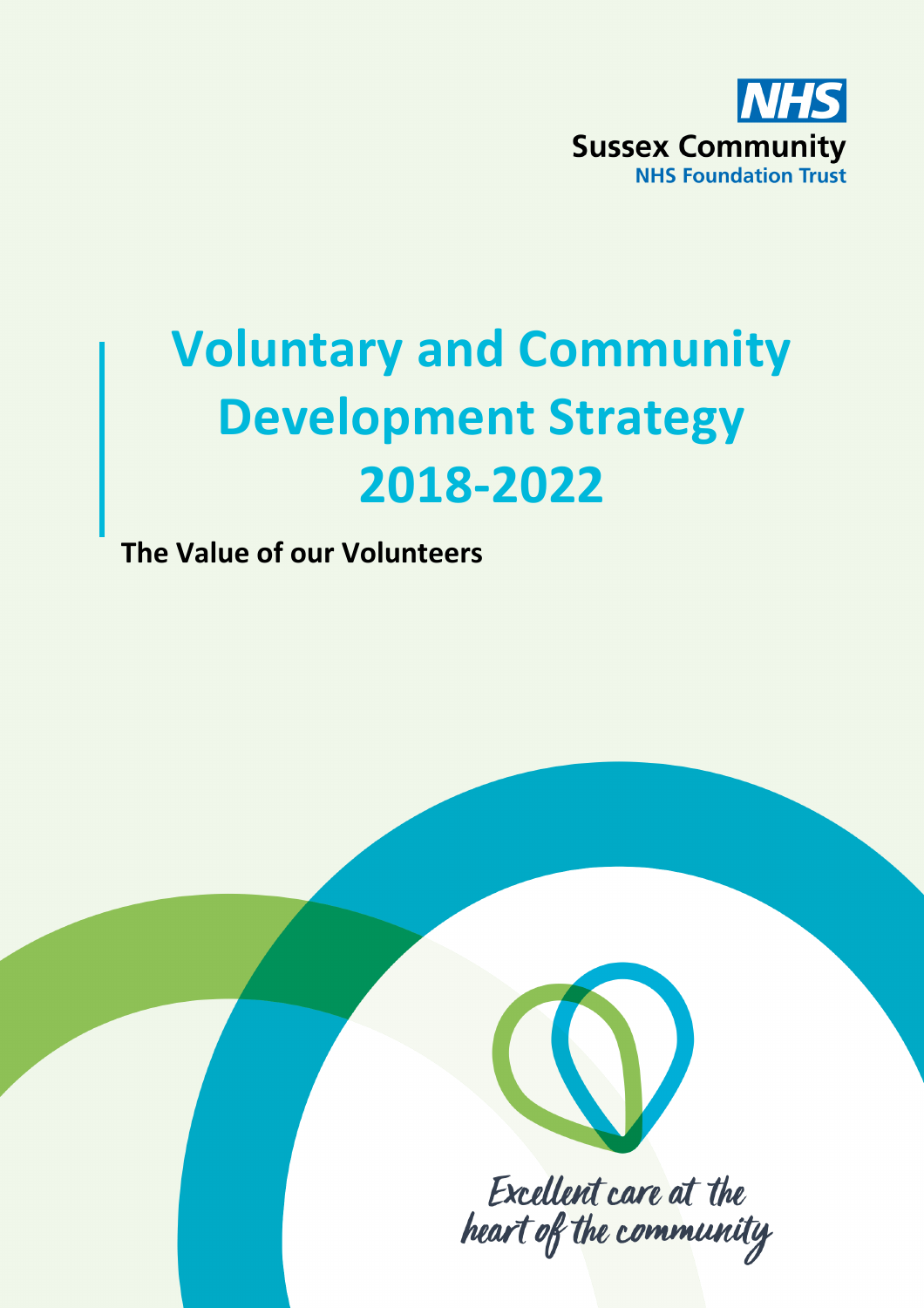NHS

Sussex Community

NHS Foundation Trust

# Voluntary and Community Development Strategy 2018-2022

**The Value of our Volunteers**

*Excellent care at the heart of the community*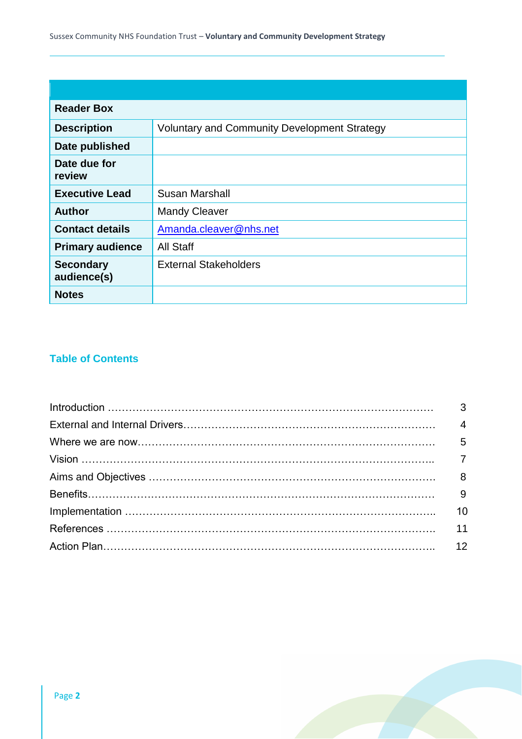| Reader Box | |
|---|---|
| **Description** | Voluntary and Community Development Strategy |
| **Date published** | |
| **Date due for review** | |
| **Executive Lead** | Susan Marshall |
| **Author** | Mandy Cleaver |
| **Contact details** | Amanda.cleaver@nhs.net |
| **Primary audience** | All Staff |
| **Secondary audience(s)** | External Stakeholders |
| **Notes** | |

## Table of Contents

Introduction ........................................................................................ 3
External and Internal Drivers.................................................................. 4
Where we are now................................................................................ 5
Vision ................................................................................................ 7
Aims and Objectives ............................................................................. 8
Benefits.............................................................................................. 9
Implementation ................................................................................... 10
References ......................................................................................... 11
Action Plan......................................................................................... 12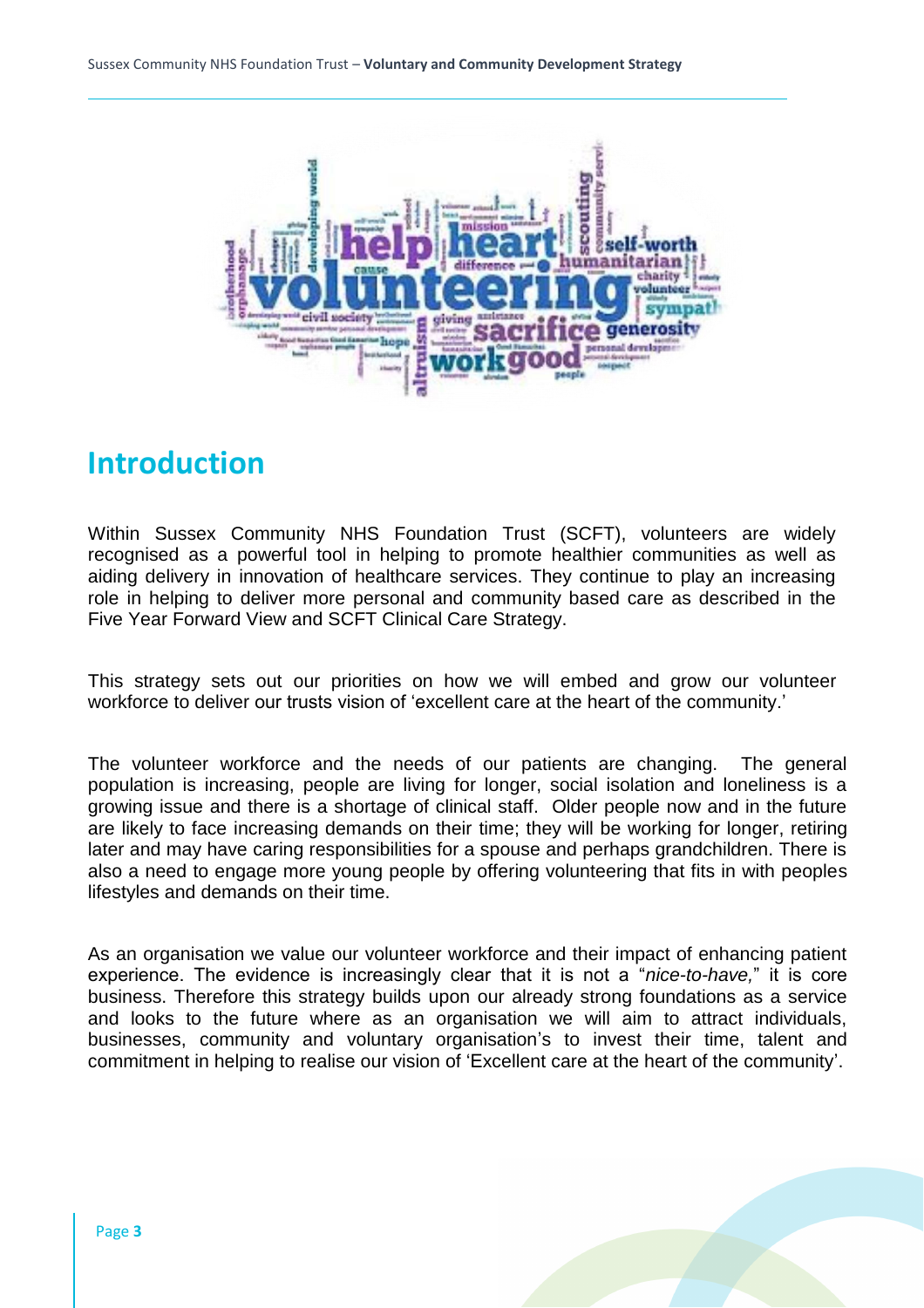## Introduction

Within Sussex Community NHS Foundation Trust (SCFT), volunteers are widely recognised as a powerful tool in helping to promote healthier communities as well as aiding delivery in innovation of healthcare services. They continue to play an increasing role in helping to deliver more personal and community based care as described in the Five Year Forward View and SCFT Clinical Care Strategy.

This strategy sets out our priorities on how we will embed and grow our volunteer workforce to deliver our trusts vision of 'excellent care at the heart of the community.'

The volunteer workforce and the needs of our patients are changing. The general population is increasing, people are living for longer, social isolation and loneliness is a growing issue and there is a shortage of clinical staff. Older people now and in the future are likely to face increasing demands on their time; they will be working for longer, retiring later and may have caring responsibilities for a spouse and perhaps grandchildren. There is also a need to engage more young people by offering volunteering that fits in with peoples lifestyles and demands on their time.

As an organisation we value our volunteer workforce and their impact of enhancing patient experience. The evidence is increasingly clear that it is not a "*nice-to-have,*" it is core business. Therefore this strategy builds upon our already strong foundations as a service and looks to the future where as an organisation we will aim to attract individuals, businesses, community and voluntary organisation's to invest their time, talent and commitment in helping to realise our vision of 'Excellent care at the heart of the community'.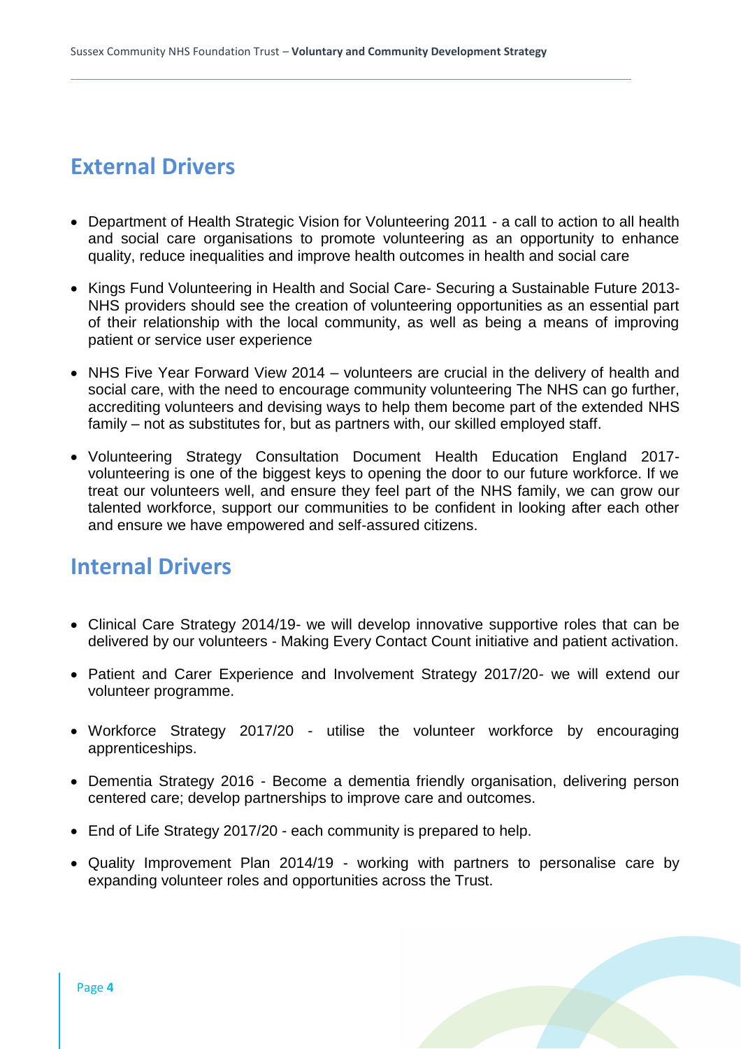## External Drivers

- Department of Health Strategic Vision for Volunteering 2011 - a call to action to all health and social care organisations to promote volunteering as an opportunity to enhance quality, reduce inequalities and improve health outcomes in health and social care
- Kings Fund Volunteering in Health and Social Care- Securing a Sustainable Future 2013- NHS providers should see the creation of volunteering opportunities as an essential part of their relationship with the local community, as well as being a means of improving patient or service user experience
- NHS Five Year Forward View 2014 – volunteers are crucial in the delivery of health and social care, with the need to encourage community volunteering The NHS can go further, accrediting volunteers and devising ways to help them become part of the extended NHS family – not as substitutes for, but as partners with, our skilled employed staff.
- Volunteering Strategy Consultation Document Health Education England 2017- volunteering is one of the biggest keys to opening the door to our future workforce. If we treat our volunteers well, and ensure they feel part of the NHS family, we can grow our talented workforce, support our communities to be confident in looking after each other and ensure we have empowered and self-assured citizens.

## Internal Drivers

- Clinical Care Strategy 2014/19- we will develop innovative supportive roles that can be delivered by our volunteers - Making Every Contact Count initiative and patient activation.
- Patient and Carer Experience and Involvement Strategy 2017/20- we will extend our volunteer programme.
- Workforce Strategy 2017/20 - utilise the volunteer workforce by encouraging apprenticeships.
- Dementia Strategy 2016 - Become a dementia friendly organisation, delivering person centered care; develop partnerships to improve care and outcomes.
- End of Life Strategy 2017/20 - each community is prepared to help.
- Quality Improvement Plan 2014/19 - working with partners to personalise care by expanding volunteer roles and opportunities across the Trust.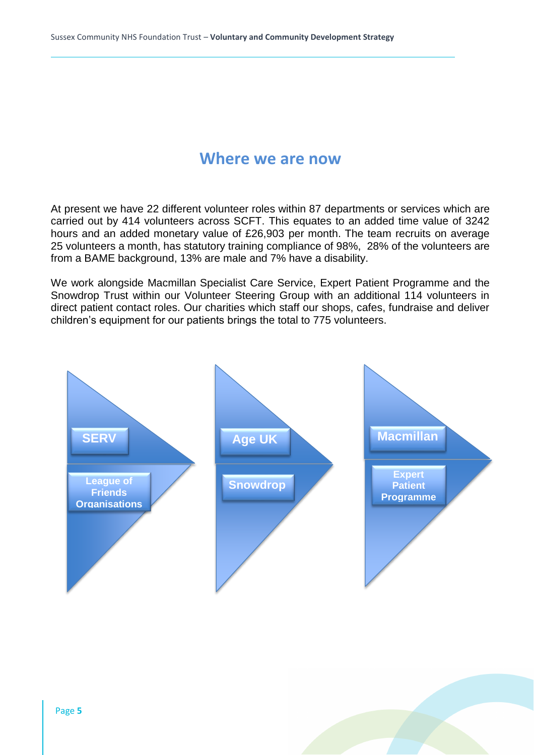## Where we are now

At present we have 22 different volunteer roles within 87 departments or services which are carried out by 414 volunteers across SCFT. This equates to an added time value of 3242 hours and an added monetary value of £26,903 per month. The team recruits on average 25 volunteers a month, has statutory training compliance of 98%, 28% of the volunteers are from a BAME background, 13% are male and 7% have a disability.

We work alongside Macmillan Specialist Care Service, Expert Patient Programme and the Snowdrop Trust within our Volunteer Steering Group with an additional 114 volunteers in direct patient contact roles. Our charities which staff our shops, cafes, fundraise and deliver children's equipment for our patients brings the total to 775 volunteers.

SERV

League of Friends Organisations

Age UK

Snowdrop

Macmillan

Expert Patient Programme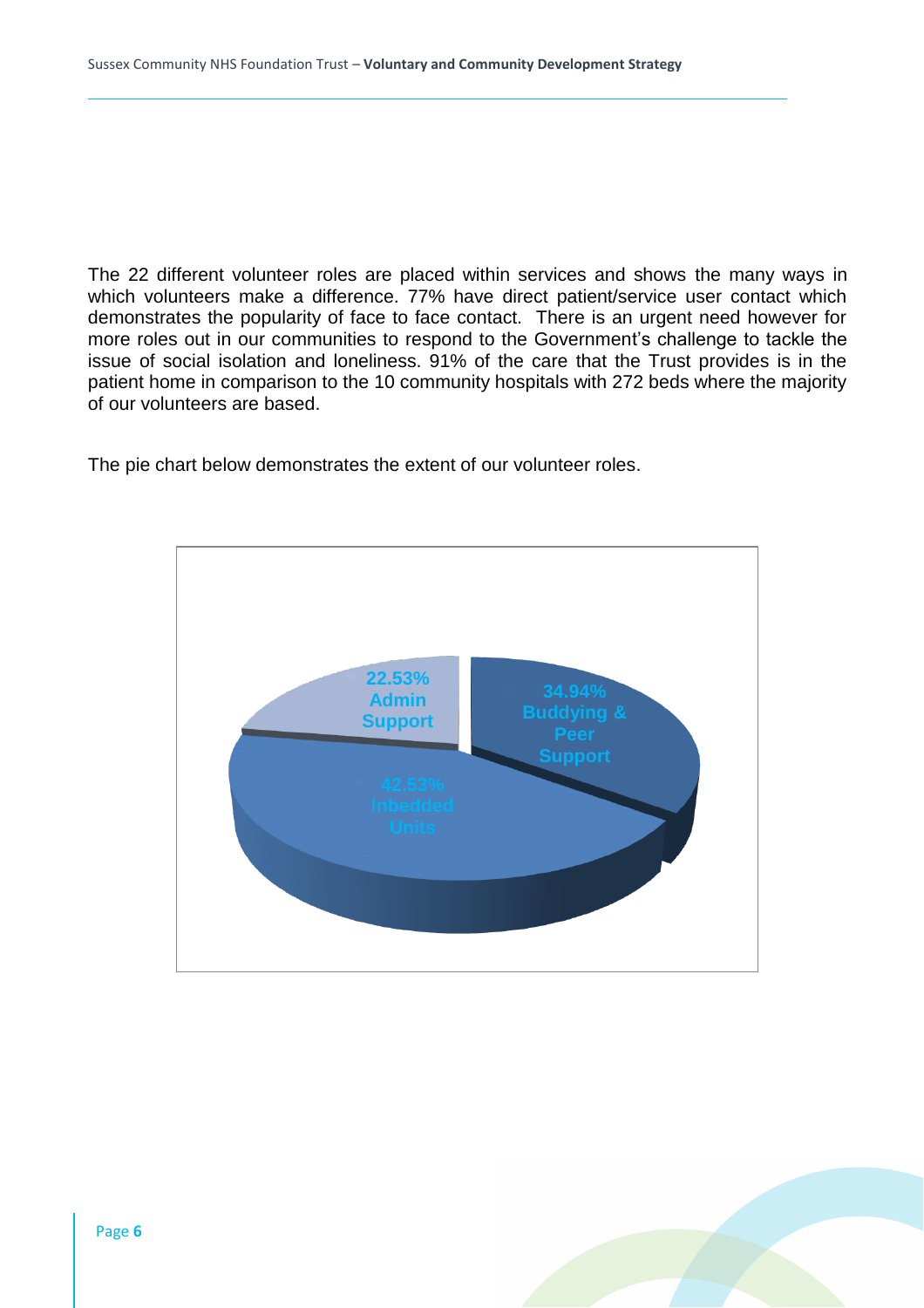The 22 different volunteer roles are placed within services and shows the many ways in which volunteers make a difference. 77% have direct patient/service user contact which demonstrates the popularity of face to face contact. There is an urgent need however for more roles out in our communities to respond to the Government's challenge to tackle the issue of social isolation and loneliness. 91% of the care that the Trust provides is in the patient home in comparison to the 10 community hospitals with 272 beds where the majority of our volunteers are based.

The pie chart below demonstrates the extent of our volunteer roles.

22.53% Admin Support

34.94% Buddying & Peer Support

42.53% Inbedded Units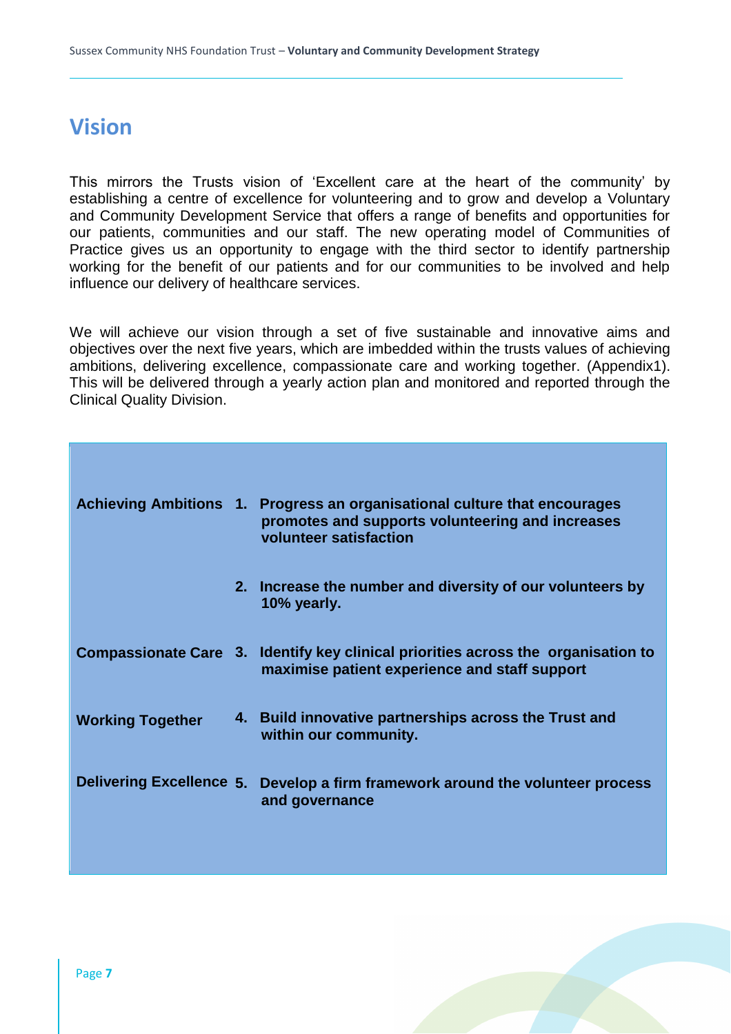# Vision

This mirrors the Trusts vision of 'Excellent care at the heart of the community' by establishing a centre of excellence for volunteering and to grow and develop a Voluntary and Community Development Service that offers a range of benefits and opportunities for our patients, communities and our staff. The new operating model of Communities of Practice gives us an opportunity to engage with the third sector to identify partnership working for the benefit of our patients and for our communities to be involved and help influence our delivery of healthcare services.

We will achieve our vision through a set of five sustainable and innovative aims and objectives over the next five years, which are imbedded within the trusts values of achieving ambitions, delivering excellence, compassionate care and working together. (Appendix1). This will be delivered through a yearly action plan and monitored and reported through the Clinical Quality Division.

| | |
|---|---|
| **Achieving Ambitions** | **1. Progress an organisational culture that encourages promotes and supports volunteering and increases volunteer satisfaction** |
| | **2. Increase the number and diversity of our volunteers by 10% yearly.** |
| **Compassionate Care** | **3. Identify key clinical priorities across the organisation to maximise patient experience and staff support** |
| **Working Together** | **4. Build innovative partnerships across the Trust and within our community.** |
| **Delivering Excellence** | **5. Develop a firm framework around the volunteer process and governance** |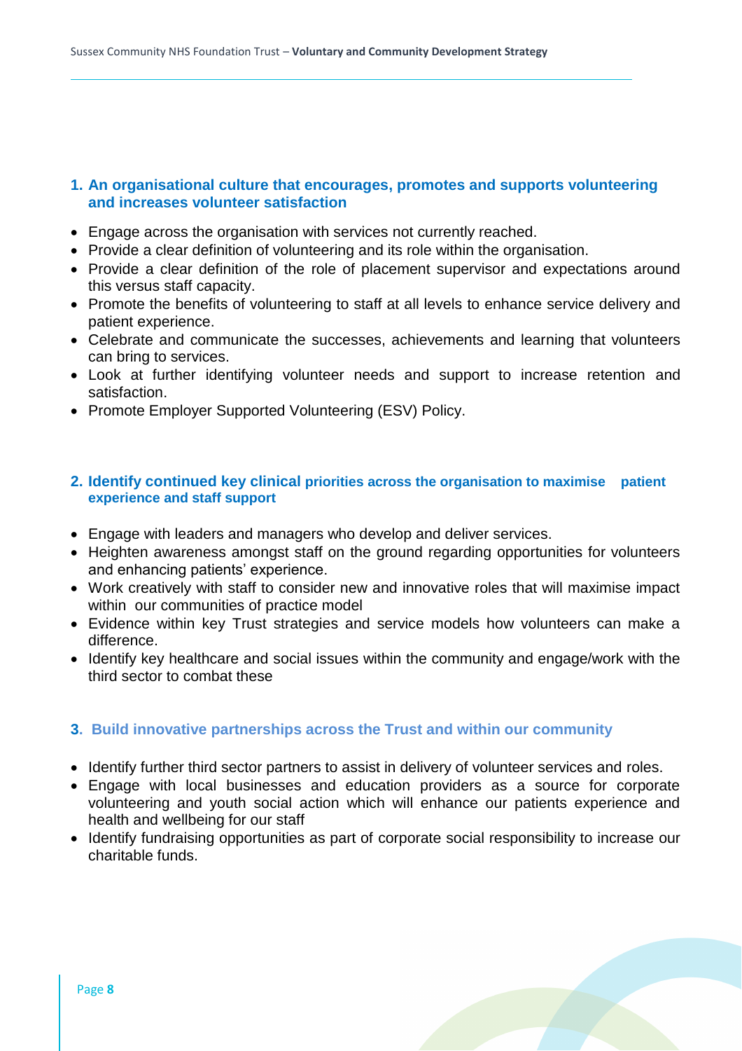## 1. An organisational culture that encourages, promotes and supports volunteering and increases volunteer satisfaction

- Engage across the organisation with services not currently reached.
- Provide a clear definition of volunteering and its role within the organisation.
- Provide a clear definition of the role of placement supervisor and expectations around this versus staff capacity.
- Promote the benefits of volunteering to staff at all levels to enhance service delivery and patient experience.
- Celebrate and communicate the successes, achievements and learning that volunteers can bring to services.
- Look at further identifying volunteer needs and support to increase retention and satisfaction.
- Promote Employer Supported Volunteering (ESV) Policy.

## 2. Identify continued key clinical priorities across the organisation to maximise patient experience and staff support

- Engage with leaders and managers who develop and deliver services.
- Heighten awareness amongst staff on the ground regarding opportunities for volunteers and enhancing patients' experience.
- Work creatively with staff to consider new and innovative roles that will maximise impact within our communities of practice model
- Evidence within key Trust strategies and service models how volunteers can make a difference.
- Identify key healthcare and social issues within the community and engage/work with the third sector to combat these

## 3. Build innovative partnerships across the Trust and within our community

- Identify further third sector partners to assist in delivery of volunteer services and roles.
- Engage with local businesses and education providers as a source for corporate volunteering and youth social action which will enhance our patients experience and health and wellbeing for our staff
- Identify fundraising opportunities as part of corporate social responsibility to increase our charitable funds.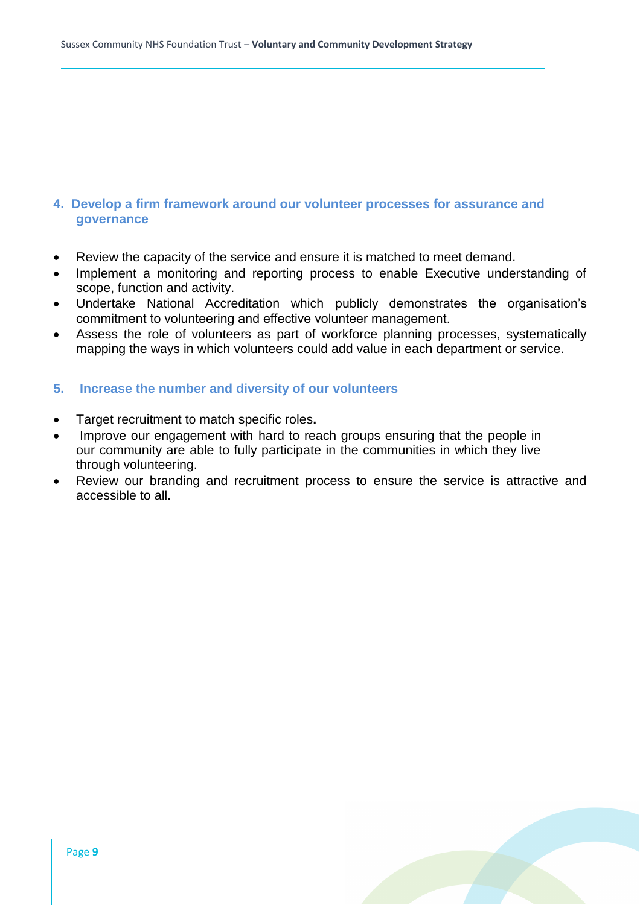## 4. Develop a firm framework around our volunteer processes for assurance and governance

- Review the capacity of the service and ensure it is matched to meet demand.
- Implement a monitoring and reporting process to enable Executive understanding of scope, function and activity.
- Undertake National Accreditation which publicly demonstrates the organisation's commitment to volunteering and effective volunteer management.
- Assess the role of volunteers as part of workforce planning processes, systematically mapping the ways in which volunteers could add value in each department or service.

## 5. Increase the number and diversity of our volunteers

- Target recruitment to match specific roles**.**
- Improve our engagement with hard to reach groups ensuring that the people in our community are able to fully participate in the communities in which they live through volunteering.
- Review our branding and recruitment process to ensure the service is attractive and accessible to all.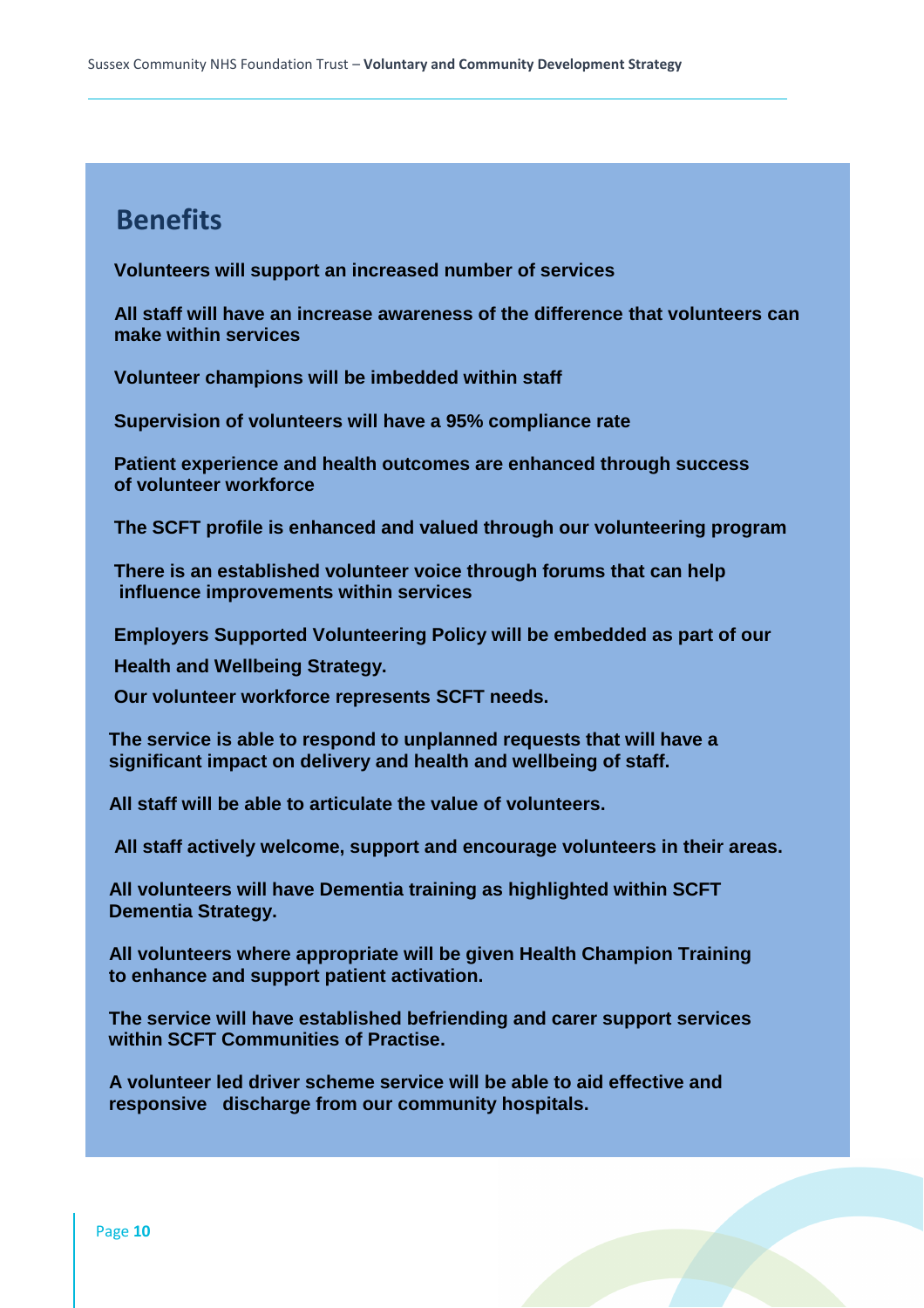## Benefits

**Volunteers will support an increased number of services**

**All staff will have an increase awareness of the difference that volunteers can make within services**

**Volunteer champions will be imbedded within staff**

**Supervision of volunteers will have a 95% compliance rate**

**Patient experience and health outcomes are enhanced through success of volunteer workforce**

**The SCFT profile is enhanced and valued through our volunteering program**

**There is an established volunteer voice through forums that can help influence improvements within services**

**Employers Supported Volunteering Policy will be embedded as part of our Health and Wellbeing Strategy.**

**Our volunteer workforce represents SCFT needs.**

**The service is able to respond to unplanned requests that will have a significant impact on delivery and health and wellbeing of staff.**

**All staff will be able to articulate the value of volunteers.**

**All staff actively welcome, support and encourage volunteers in their areas.**

**All volunteers will have Dementia training as highlighted within SCFT Dementia Strategy.**

**All volunteers where appropriate will be given Health Champion Training to enhance and support patient activation.**

**The service will have established befriending and carer support services within SCFT Communities of Practise.**

**A volunteer led driver scheme service will be able to aid effective and responsive discharge from our community hospitals.**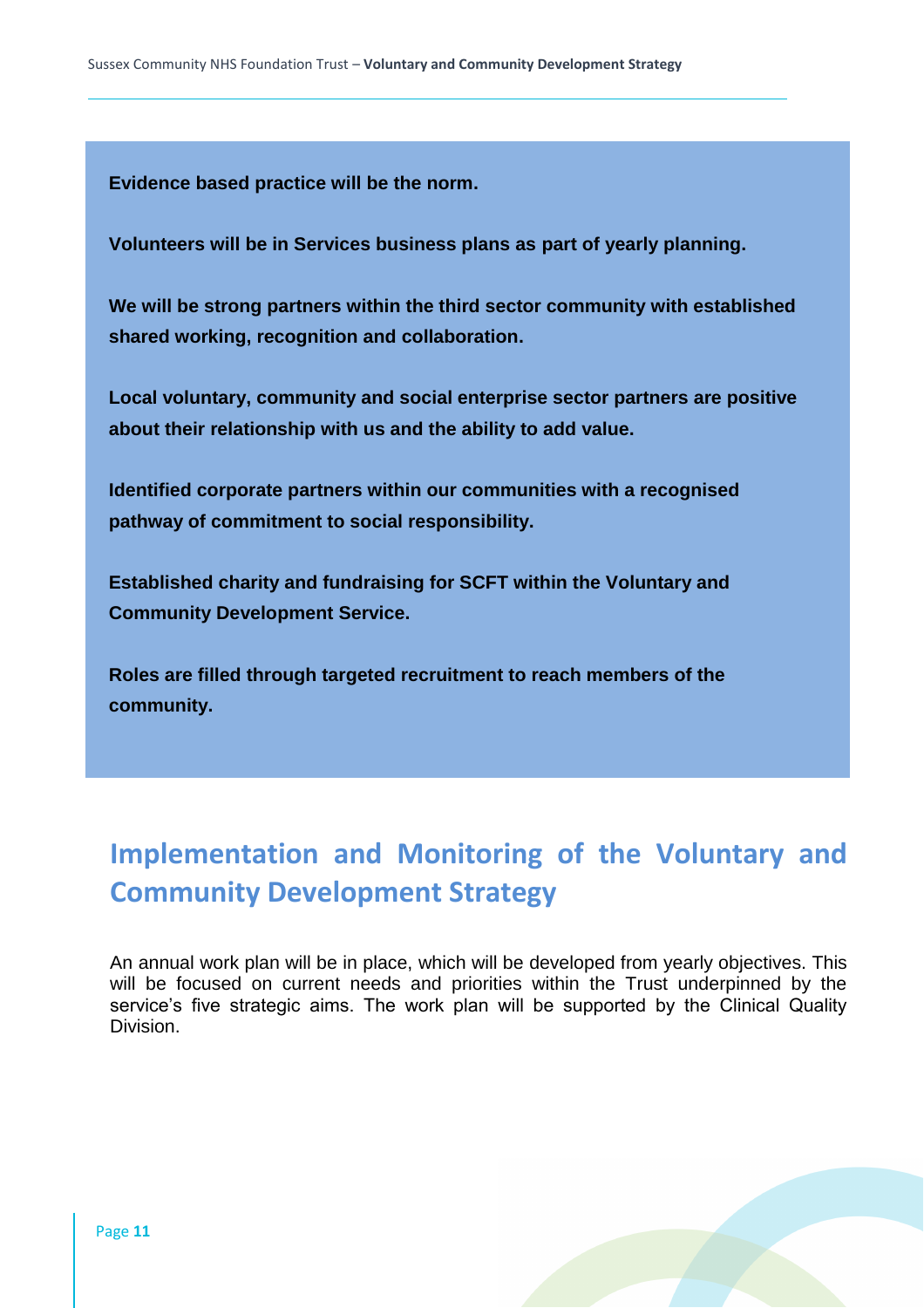**Evidence based practice will be the norm.**

**Volunteers will be in Services business plans as part of yearly planning.**

**We will be strong partners within the third sector community with established shared working, recognition and collaboration.**

**Local voluntary, community and social enterprise sector partners are positive about their relationship with us and the ability to add value.**

**Identified corporate partners within our communities with a recognised pathway of commitment to social responsibility.**

**Established charity and fundraising for SCFT within the Voluntary and Community Development Service.**

**Roles are filled through targeted recruitment to reach members of the community.**

## Implementation and Monitoring of the Voluntary and Community Development Strategy

An annual work plan will be in place, which will be developed from yearly objectives. This will be focused on current needs and priorities within the Trust underpinned by the service's five strategic aims. The work plan will be supported by the Clinical Quality Division.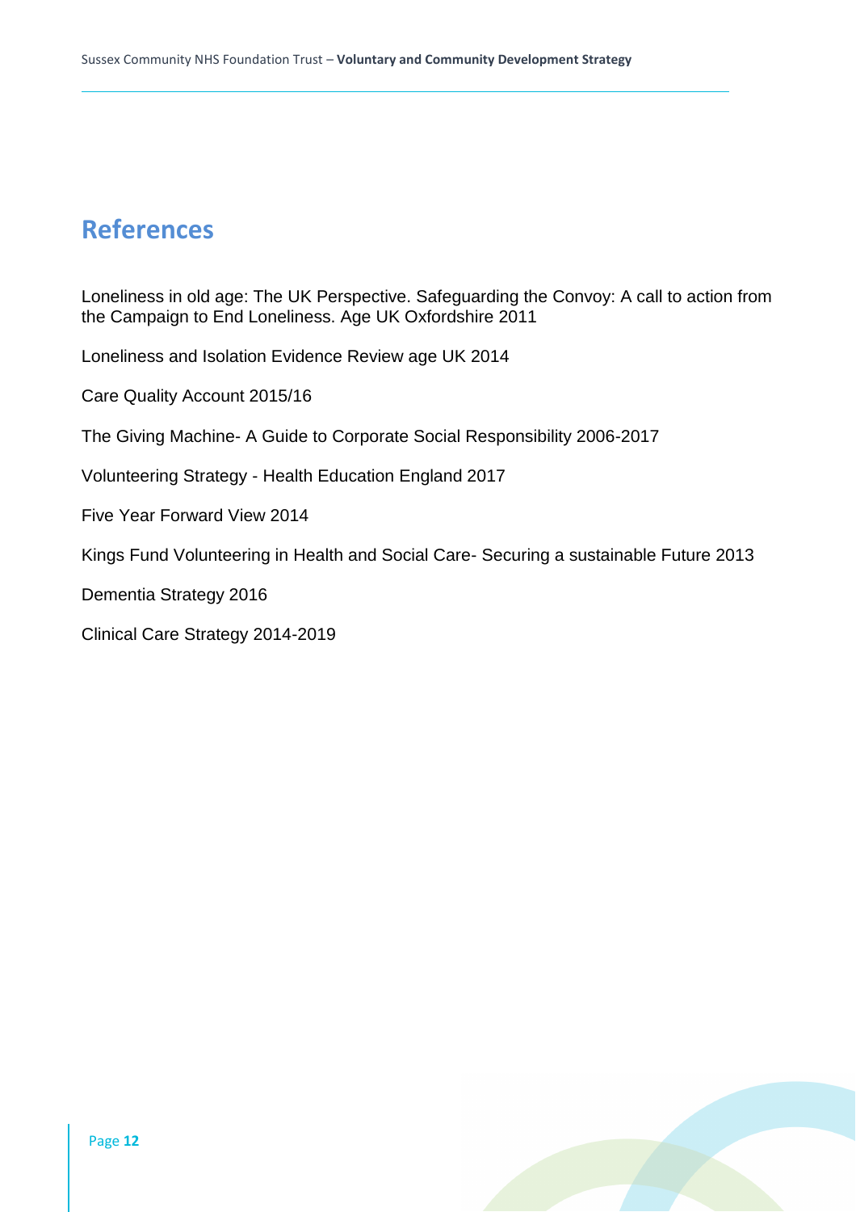# References

Loneliness in old age: The UK Perspective. Safeguarding the Convoy: A call to action from the Campaign to End Loneliness. Age UK Oxfordshire 2011

Loneliness and Isolation Evidence Review age UK 2014

Care Quality Account 2015/16

The Giving Machine- A Guide to Corporate Social Responsibility 2006-2017

Volunteering Strategy - Health Education England 2017

Five Year Forward View 2014

Kings Fund Volunteering in Health and Social Care- Securing a sustainable Future 2013

Dementia Strategy 2016

Clinical Care Strategy 2014-2019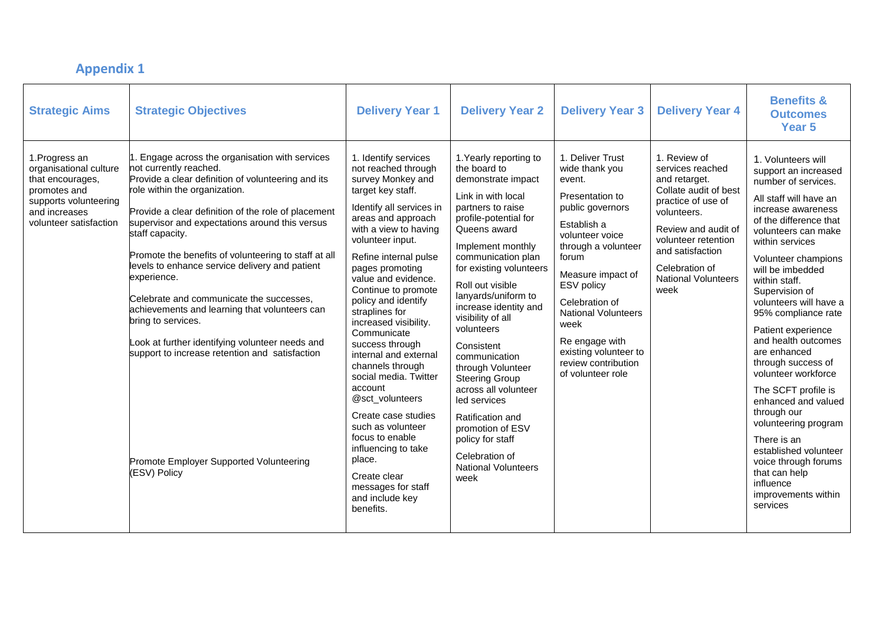## Appendix 1

| Strategic Aims | Strategic Objectives | Delivery Year 1 | Delivery Year 2 | Delivery Year 3 | Delivery Year 4 | Benefits & Outcomes Year 5 |
|---|---|---|---|---|---|---|
| 1.Progress an organisational culture that encourages, promotes and supports volunteering and increases volunteer satisfaction | 1. Engage across the organisation with services not currently reached.<br>Provide a clear definition of volunteering and its role within the organization.<br><br>Provide a clear definition of the role of placement supervisor and expectations around this versus staff capacity.<br><br>Promote the benefits of volunteering to staff at all levels to enhance service delivery and patient experience.<br><br>Celebrate and communicate the successes, achievements and learning that volunteers can bring to services.<br><br>Look at further identifying volunteer needs and support to increase retention and satisfaction<br><br>Promote Employer Supported Volunteering (ESV) Policy | 1. Identify services not reached through survey Monkey and target key staff.<br><br>Identify all services in areas and approach with a view to having volunteer input.<br><br>Refine internal pulse pages promoting value and evidence. Continue to promote policy and identify straplines for increased visibility. Communicate success through internal and external channels through social media. Twitter account @sct_volunteers<br><br>Create case studies such as volunteer focus to enable influencing to take place.<br><br>Create clear messages for staff and include key benefits. | 1.Yearly reporting to the board to demonstrate impact<br><br>Link in with local partners to raise profile-potential for Queens award<br><br>Implement monthly communication plan for existing volunteers<br><br>Roll out visible lanyards/uniform to increase identity and visibility of all volunteers<br><br>Consistent communication through Volunteer Steering Group across all volunteer led services<br><br>Ratification and promotion of ESV policy for staff<br><br>Celebration of National Volunteers week | 1. Deliver Trust wide thank you event.<br><br>Presentation to public governors<br><br>Establish a volunteer voice through a volunteer forum<br><br>Measure impact of ESV policy<br><br>Celebration of National Volunteers week<br><br>Re engage with existing volunteer to review contribution of volunteer role | 1. Review of services reached and retarget. Collate audit of best practice of use of volunteers.<br><br>Review and audit of volunteer retention and satisfaction<br><br>Celebration of National Volunteers week | 1. Volunteers will support an increased number of services.<br><br>All staff will have an increase awareness of the difference that volunteers can make within services<br><br>Volunteer champions will be imbedded within staff. Supervision of volunteers will have a 95% compliance rate<br><br>Patient experience and health outcomes are enhanced through success of volunteer workforce<br><br>The SCFT profile is enhanced and valued through our volunteering program<br><br>There is an established volunteer voice through forums that can help influence improvements within services |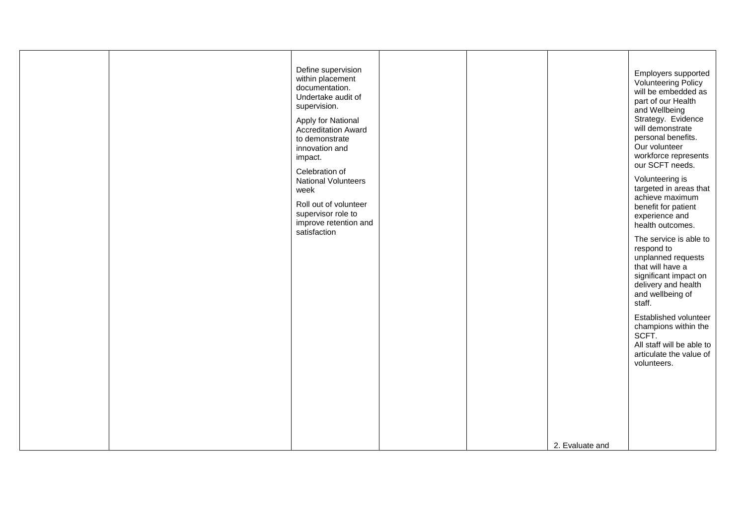| | | | | | | |
|---|---|---|---|---|---|---|
| | | Define supervision within placement documentation. Undertake audit of supervision.<br><br>Apply for National Accreditation Award to demonstrate innovation and impact.<br><br>Celebration of National Volunteers week<br><br>Roll out of volunteer supervisor role to improve retention and satisfaction | | | 2. Evaluate and | Employers supported Volunteering Policy will be embedded as part of our Health and Wellbeing Strategy. Evidence will demonstrate personal benefits. Our volunteer workforce represents our SCFT needs.<br><br>Volunteering is targeted in areas that achieve maximum benefit for patient experience and health outcomes.<br><br>The service is able to respond to unplanned requests that will have a significant impact on delivery and health and wellbeing of staff.<br><br>Established volunteer champions within the SCFT.<br>All staff will be able to articulate the value of volunteers. |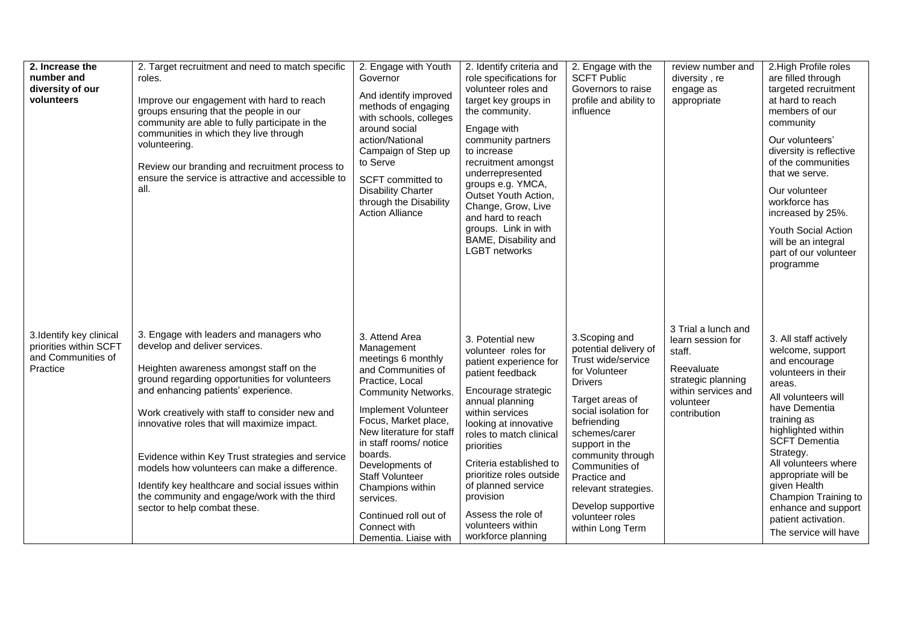| | | | | | | |
|---|---|---|---|---|---|---|
| **2. Increase the number and diversity of our volunteers** | 2. Target recruitment and need to match specific roles.<br><br>Improve our engagement with hard to reach groups ensuring that the people in our community are able to fully participate in the communities in which they live through volunteering.<br><br>Review our branding and recruitment process to ensure the service is attractive and accessible to all. | 2. Engage with Youth Governor<br><br>And identify improved methods of engaging with schools, colleges around social action/National Campaign of Step up to Serve<br><br>SCFT committed to Disability Charter through the Disability Action Alliance | 2. Identify criteria and role specifications for volunteer roles and target key groups in the community.<br><br>Engage with community partners to increase recruitment amongst underrepresented groups e.g. YMCA, Outset Youth Action, Change, Grow, Live and hard to reach groups. Link in with BAME, Disability and LGBT networks | 2. Engage with the SCFT Public Governors to raise profile and ability to influence | review number and diversity , re engage as appropriate | 2.High Profile roles are filled through targeted recruitment at hard to reach members of our community<br><br>Our volunteers' diversity is reflective of the communities that we serve.<br><br>Our volunteer workforce has increased by 25%.<br><br>Youth Social Action will be an integral part of our volunteer programme |
| 3.Identify key clinical priorities within SCFT and Communities of Practice | 3. Engage with leaders and managers who develop and deliver services.<br><br>Heighten awareness amongst staff on the ground regarding opportunities for volunteers and enhancing patients' experience.<br><br>Work creatively with staff to consider new and innovative roles that will maximize impact.<br><br>Evidence within Key Trust strategies and service models how volunteers can make a difference.<br><br>Identify key healthcare and social issues within the community and engage/work with the third sector to help combat these. | 3. Attend Area Management meetings 6 monthly and Communities of Practice, Local Community Networks.<br><br>Implement Volunteer Focus, Market place, New literature for staff in staff rooms/ notice boards.<br>Developments of Staff Volunteer Champions within services.<br><br>Continued roll out of Connect with Dementia. Liaise with | 3. Potential new volunteer roles for patient experience for patient feedback<br><br>Encourage strategic annual planning within services looking at innovative roles to match clinical priorities<br><br>Criteria established to prioritize roles outside of planned service provision<br><br>Assess the role of volunteers within workforce planning | 3.Scoping and potential delivery of Trust wide/service for Volunteer Drivers<br><br>Target areas of social isolation for befriending schemes/carer support in the community through Communities of Practice and relevant strategies.<br><br>Develop supportive volunteer roles within Long Term | 3 Trial a lunch and learn session for staff.<br><br>Reevaluate strategic planning within services and volunteer contribution | 3. All staff actively welcome, support and encourage volunteers in their areas.<br><br>All volunteers will have Dementia training as highlighted within SCFT Dementia Strategy.<br>All volunteers where appropriate will be given Health Champion Training to enhance and support patient activation.<br><br>The service will have |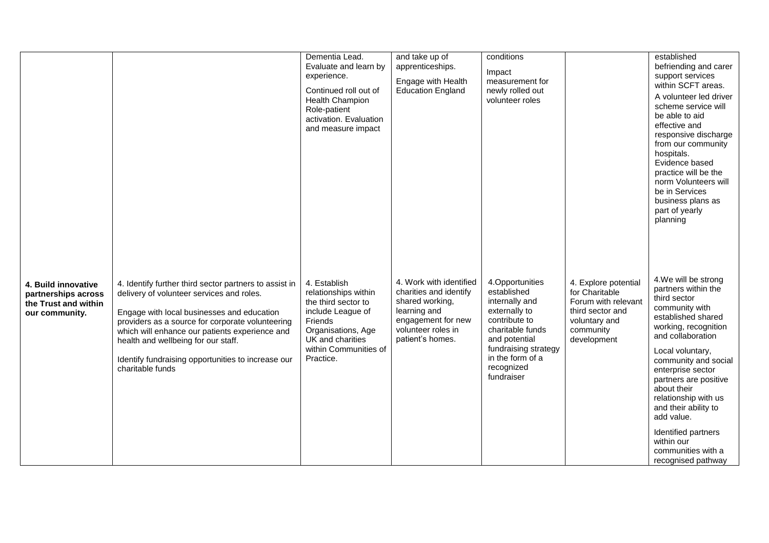| | | | | | | |
|---|---|---|---|---|---|---|
| | | Dementia Lead. Evaluate and learn by experience. Continued roll out of Health Champion Role-patient activation. Evaluation and measure impact | and take up of apprenticeships. Engage with Health Education England | conditions Impact measurement for newly rolled out volunteer roles | | established befriending and carer support services within SCFT areas. A volunteer led driver scheme service will be able to aid effective and responsive discharge from our community hospitals. Evidence based practice will be the norm Volunteers will be in Services business plans as part of yearly planning |
| **4. Build innovative partnerships across the Trust and within our community.** | 4. Identify further third sector partners to assist in delivery of volunteer services and roles. Engage with local businesses and education providers as a source for corporate volunteering which will enhance our patients experience and health and wellbeing for our staff. Identify fundraising opportunities to increase our charitable funds | 4. Establish relationships within the third sector to include League of Friends Organisations, Age UK and charities within Communities of Practice. | 4. Work with identified charities and identify shared working, learning and engagement for new volunteer roles in patient's homes. | 4.Opportunities established internally and externally to contribute to charitable funds and potential fundraising strategy in the form of a recognized fundraiser | 4. Explore potential for Charitable Forum with relevant third sector and voluntary and community development | 4.We will be strong partners within the third sector community with established shared working, recognition and collaboration Local voluntary, community and social enterprise sector partners are positive about their relationship with us and their ability to add value. Identified partners within our communities with a recognised pathway |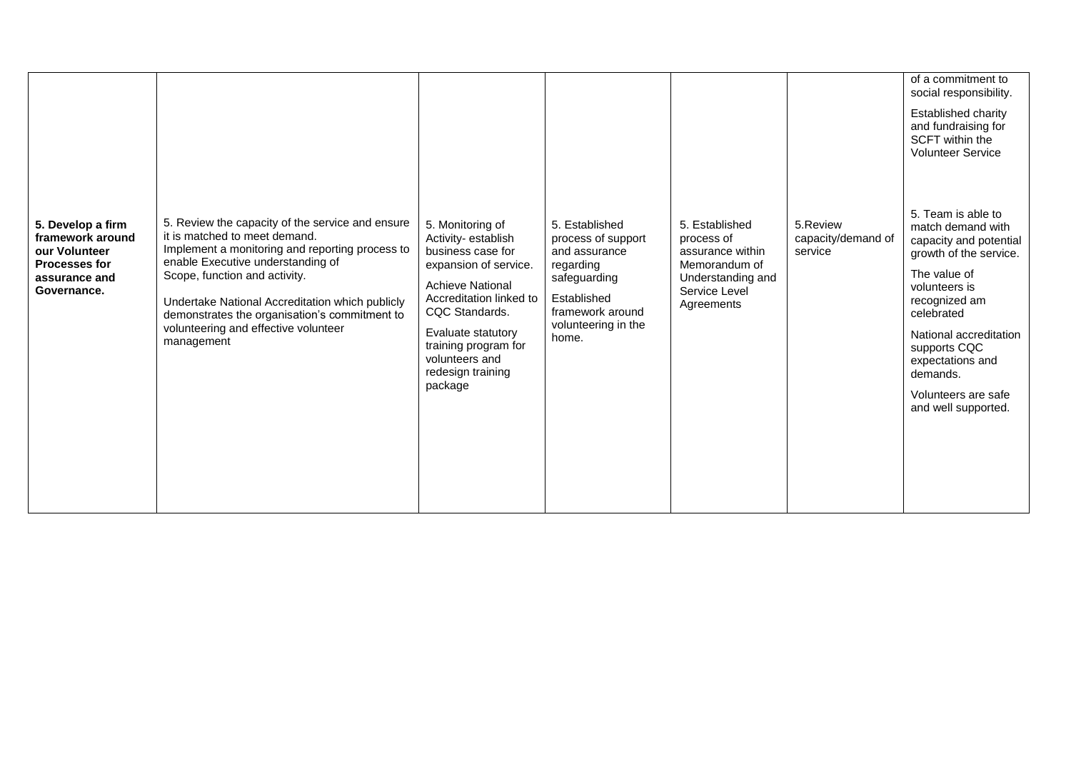| | | | | | | |
|---|---|---|---|---|---|---|
| | | | | | | of a commitment to social responsibility.<br><br>Established charity and fundraising for SCFT within the Volunteer Service |
| **5. Develop a firm framework around our Volunteer Processes for assurance and Governance.** | 5. Review the capacity of the service and ensure it is matched to meet demand.<br>Implement a monitoring and reporting process to enable Executive understanding of Scope, function and activity.<br><br>Undertake National Accreditation which publicly demonstrates the organisation's commitment to volunteering and effective volunteer management | 5. Monitoring of Activity- establish business case for expansion of service.<br><br>Achieve National Accreditation linked to CQC Standards.<br><br>Evaluate statutory training program for volunteers and redesign training package | 5. Established process of support and assurance regarding safeguarding<br><br>Established framework around volunteering in the home. | 5. Established process of assurance within Memorandum of Understanding and Service Level Agreements | 5.Review capacity/demand of service | 5. Team is able to match demand with capacity and potential growth of the service.<br><br>The value of volunteers is recognized am celebrated<br><br>National accreditation supports CQC expectations and demands.<br><br>Volunteers are safe and well supported. |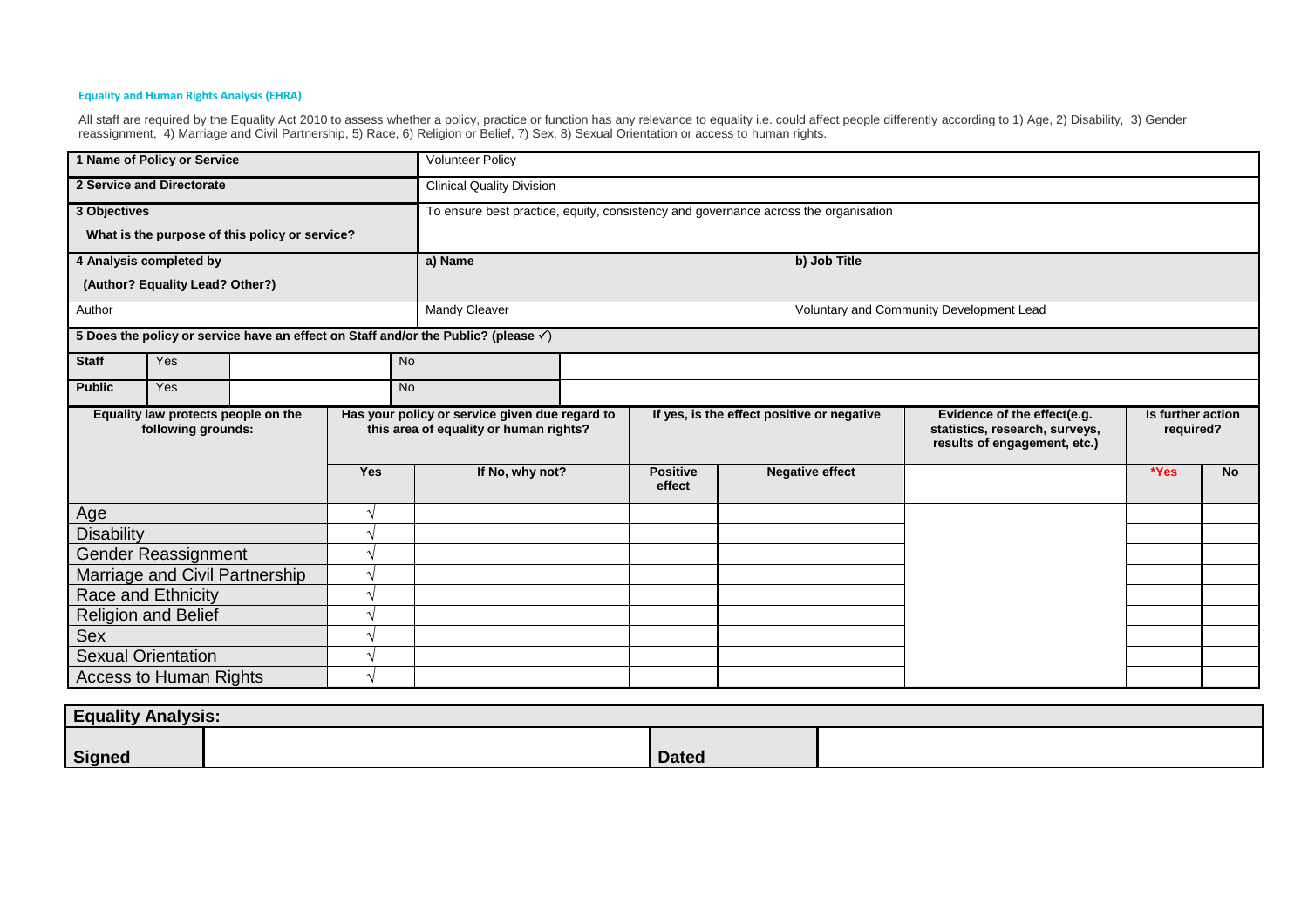#### Equality and Human Rights Analysis (EHRA)

All staff are required by the Equality Act 2010 to assess whether a policy, practice or function has any relevance to equality i.e. could affect people differently according to 1) Age, 2) Disability, 3) Gender reassignment, 4) Marriage and Civil Partnership, 5) Race, 6) Religion or Belief, 7) Sex, 8) Sexual Orientation or access to human rights.

| | | |
|---|---|---|
| **1 Name of Policy or Service** | Volunteer Policy | |
| **2 Service and Directorate** | Clinical Quality Division | |
| **3 Objectives** What is the purpose of this policy or service? | To ensure best practice, equity, consistency and governance across the organisation | |
| **4 Analysis completed by** (Author? Equality Lead? Other?) | **a) Name** | **b) Job Title** |
| Author | Mandy Cleaver | Voluntary and Community Development Lead |

**5 Does the policy or service have an effect on Staff and/or the Public? (please ✓)**

| | | | |
|---|---|---|---|
| **Staff** | Yes | | No |
| **Public** | Yes | | No |

| Equality law protects people on the following grounds: | Has your policy or service given due regard to this area of equality or human rights? | | If yes, is the effect positive or negative | | Evidence of the effect(e.g. statistics, research, surveys, results of engagement, etc.) | Is further action required? | |
|---|---|---|---|---|---|---|---|
| | **Yes** | **If No, why not?** | **Positive effect** | **Negative effect** | | ***Yes** | **No** |
| Age | √ | | | | | | |
| Disability | √ | | | | | | |
| Gender Reassignment | √ | | | | | | |
| Marriage and Civil Partnership | √ | | | | | | |
| Race and Ethnicity | √ | | | | | | |
| Religion and Belief | √ | | | | | | |
| Sex | √ | | | | | | |
| Sexual Orientation | √ | | | | | | |
| Access to Human Rights | √ | | | | | | |

| **Equality Analysis:** | | | |
|---|---|---|---|
| **Signed** | | **Dated** | |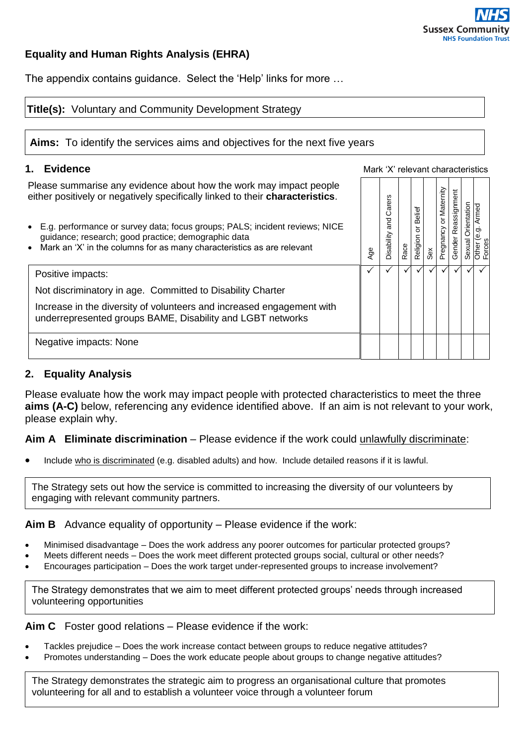## Equality and Human Rights Analysis (EHRA)

The appendix contains guidance. Select the 'Help' links for more …

**Title(s):** Voluntary and Community Development Strategy

**Aims:** To identify the services aims and objectives for the next five years

### 1. Evidence

Mark 'X' relevant characteristics

Please summarise any evidence about how the work may impact people either positively or negatively specifically linked to their **characteristics**.

- E.g. performance or survey data; focus groups; PALS; incident reviews; NICE guidance; research; good practice; demographic data
- Mark an 'X' in the columns for as many characteristics as are relevant

| | Age | Disability and Carers | Race | Religion or Belief | Sex | Pregnancy or Maternity | Gender Reassignment | Sexual Orientation | Other (e.g. Armed Forces |
|---|---|---|---|---|---|---|---|---|---|
| Positive impacts:<br>Not discriminatory in age. Committed to Disability Charter<br>Increase in the diversity of volunteers and increased engagement with underrepresented groups BAME, Disability and LGBT networks | ✓ | ✓ | ✓ | ✓ | ✓ | ✓ | ✓ | ✓ | ✓ |
| Negative impacts: None | | | | | | | | | |

### 2. Equality Analysis

Please evaluate how the work may impact people with protected characteristics to meet the three **aims (A-C)** below, referencing any evidence identified above. If an aim is not relevant to your work, please explain why.

**Aim A Eliminate discrimination** – Please evidence if the work could unlawfully discriminate:

- Include who is discriminated (e.g. disabled adults) and how. Include detailed reasons if it is lawful.

> The Strategy sets out how the service is committed to increasing the diversity of our volunteers by engaging with relevant community partners.

**Aim B** Advance equality of opportunity – Please evidence if the work:

- Minimised disadvantage – Does the work address any poorer outcomes for particular protected groups?
- Meets different needs – Does the work meet different protected groups social, cultural or other needs?
- Encourages participation – Does the work target under-represented groups to increase involvement?

> The Strategy demonstrates that we aim to meet different protected groups' needs through increased volunteering opportunities

**Aim C** Foster good relations – Please evidence if the work:

- Tackles prejudice – Does the work increase contact between groups to reduce negative attitudes?
- Promotes understanding – Does the work educate people about groups to change negative attitudes?

> The Strategy demonstrates the strategic aim to progress an organisational culture that promotes volunteering for all and to establish a volunteer voice through a volunteer forum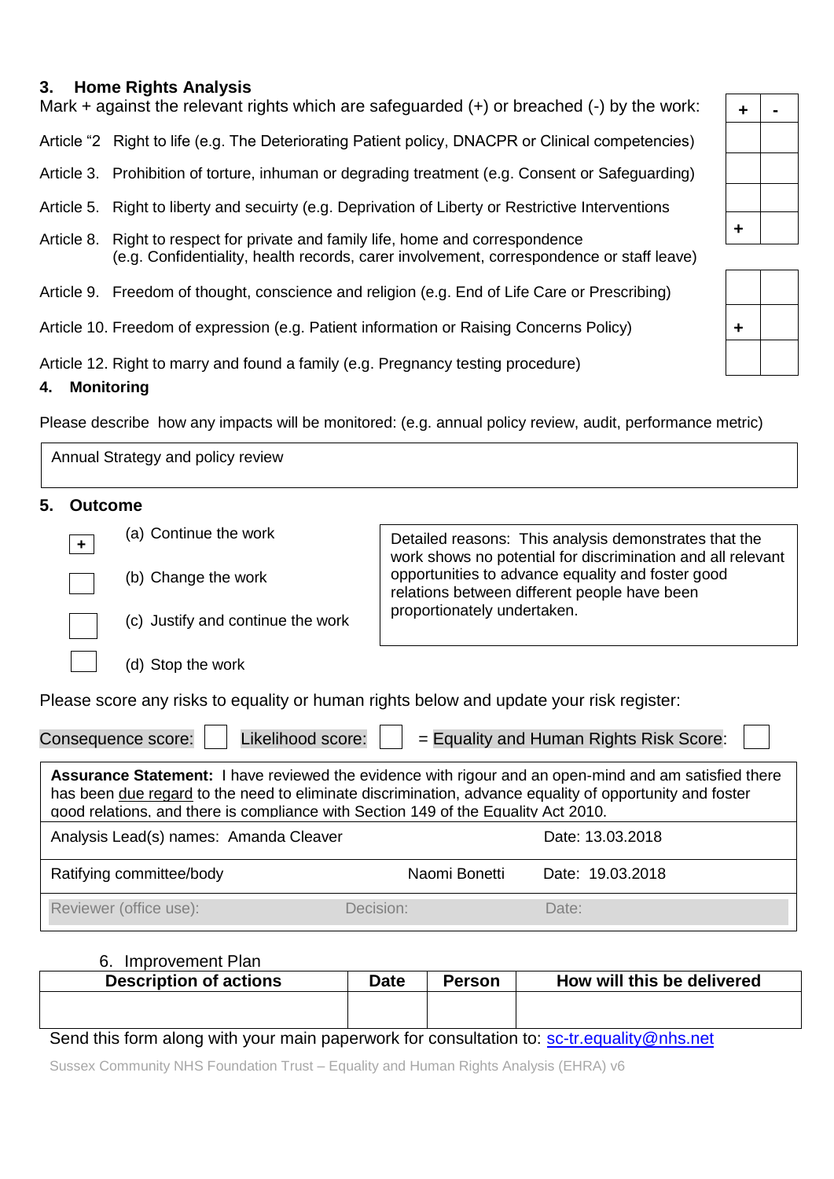## 3. Home Rights Analysis

Mark + against the relevant rights which are safeguarded (+) or breached (-) by the work:

| | + | - |
|---|---|---|
| Article "2 Right to life (e.g. The Deteriorating Patient policy, DNACPR or Clinical competencies) | | |
| Article 3. Prohibition of torture, inhuman or degrading treatment (e.g. Consent or Safeguarding) | | |
| Article 5. Right to liberty and secuirty (e.g. Deprivation of Liberty or Restrictive Interventions | | |
| Article 8. Right to respect for private and family life, home and correspondence (e.g. Confidentiality, health records, carer involvement, correspondence or staff leave) | + | |
| Article 9. Freedom of thought, conscience and religion (e.g. End of Life Care or Prescribing) | | |
| Article 10. Freedom of expression (e.g. Patient information or Raising Concerns Policy) | + | |
| Article 12. Right to marry and found a family (e.g. Pregnancy testing procedure) | | |

## 4. Monitoring

Please describe how any impacts will be monitored: (e.g. annual policy review, audit, performance metric)

Annual Strategy and policy review

## 5. Outcome

- [+] (a) Continue the work
- [ ] (b) Change the work
- [ ] (c) Justify and continue the work
- [ ] (d) Stop the work

Detailed reasons: This analysis demonstrates that the work shows no potential for discrimination and all relevant opportunities to advance equality and foster good relations between different people have been proportionately undertaken.

Please score any risks to equality or human rights below and update your risk register:

Consequence score: [ ] Likelihood score: [ ] = Equality and Human Rights Risk Score: [ ]

**Assurance Statement:** I have reviewed the evidence with rigour and an open-mind and am satisfied there has been due regard to the need to eliminate discrimination, advance equality of opportunity and foster good relations, and there is compliance with Section 149 of the Equality Act 2010.

| | | |
|---|---|---|
| Analysis Lead(s) names: Amanda Cleaver | | Date: 13.03.2018 |
| Ratifying committee/body | Naomi Bonetti | Date: 19.03.2018 |
| Reviewer (office use): | Decision: | Date: |

6. Improvement Plan

| Description of actions | Date | Person | How will this be delivered |
|---|---|---|---|
| | | | |

Send this form along with your main paperwork for consultation to: sc-tr.equality@nhs.net

Sussex Community NHS Foundation Trust – Equality and Human Rights Analysis (EHRA) v6